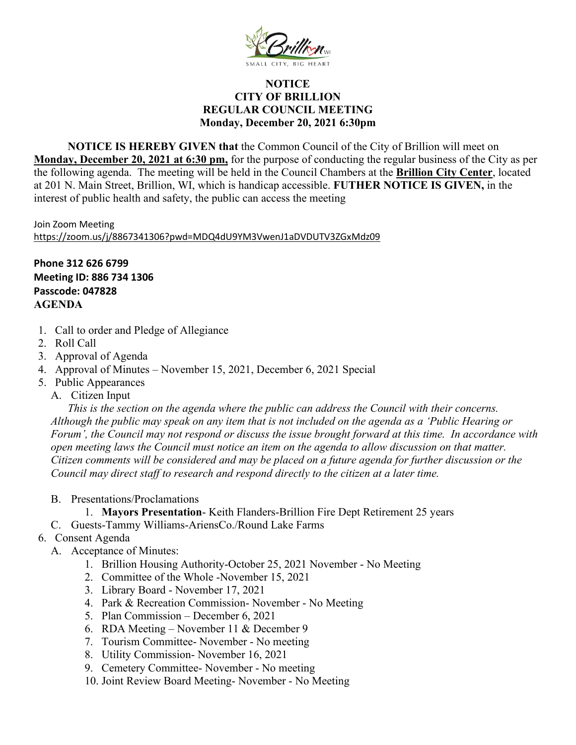**NOTICE**
**CITY OF BRILLION**
**REGULAR COUNCIL MEETING**
**Monday, December 20, 2021 6:30pm**

**NOTICE IS HEREBY GIVEN that** the Common Council of the City of Brillion will meet on **Monday, December 20, 2021 at 6:30 pm,** for the purpose of conducting the regular business of the City as per the following agenda. The meeting will be held in the Council Chambers at the **Brillion City Center**, located at 201 N. Main Street, Brillion, WI, which is handicap accessible. **FUTHER NOTICE IS GIVEN,** in the interest of public health and safety, the public can access the meeting

Join Zoom Meeting
https://zoom.us/j/8867341306?pwd=MDQ4dU9YM3VwenJ1aDVDUTV3ZGxMdz09

**Phone 312 626 6799**
**Meeting ID: 886 734 1306**
**Passcode: 047828**
**AGENDA**

1. Call to order and Pledge of Allegiance
2. Roll Call
3. Approval of Agenda
4. Approval of Minutes – November 15, 2021, December 6, 2021 Special
5. Public Appearances
   A. Citizen Input
   *This is the section on the agenda where the public can address the Council with their concerns. Although the public may speak on any item that is not included on the agenda as a 'Public Hearing or Forum', the Council may not respond or discuss the issue brought forward at this time. In accordance with open meeting laws the Council must notice an item on the agenda to allow discussion on that matter. Citizen comments will be considered and may be placed on a future agenda for further discussion or the Council may direct staff to research and respond directly to the citizen at a later time.*
   B. Presentations/Proclamations
      1. **Mayors Presentation**- Keith Flanders-Brillion Fire Dept Retirement 25 years
   C. Guests-Tammy Williams-AriensCo./Round Lake Farms
6. Consent Agenda
   A. Acceptance of Minutes:
      1. Brillion Housing Authority-October 25, 2021 November - No Meeting
      2. Committee of the Whole -November 15, 2021
      3. Library Board - November 17, 2021
      4. Park & Recreation Commission- November - No Meeting
      5. Plan Commission – December 6, 2021
      6. RDA Meeting – November 11 & December 9
      7. Tourism Committee- November - No meeting
      8. Utility Commission- November 16, 2021
      9. Cemetery Committee- November - No meeting
      10. Joint Review Board Meeting- November - No Meeting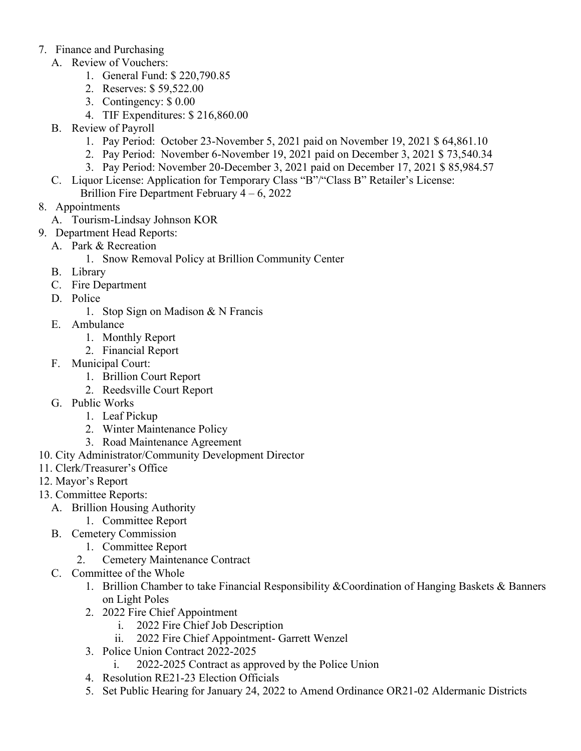7. Finance and Purchasing
   A. Review of Vouchers:
      1. General Fund: $ 220,790.85
      2. Reserves: $ 59,522.00
      3. Contingency: $ 0.00
      4. TIF Expenditures: $ 216,860.00
   B. Review of Payroll
      1. Pay Period: October 23-November 5, 2021 paid on November 19, 2021 $ 64,861.10
      2. Pay Period: November 6-November 19, 2021 paid on December 3, 2021 $ 73,540.34
      3. Pay Period: November 20-December 3, 2021 paid on December 17, 2021 $ 85,984.57
   C. Liquor License: Application for Temporary Class "B"/"Class B" Retailer's License:
      Brillion Fire Department February 4 – 6, 2022
8. Appointments
   A. Tourism-Lindsay Johnson KOR
9. Department Head Reports:
   A. Park & Recreation
      1. Snow Removal Policy at Brillion Community Center
   B. Library
   C. Fire Department
   D. Police
      1. Stop Sign on Madison & N Francis
   E. Ambulance
      1. Monthly Report
      2. Financial Report
   F. Municipal Court:
      1. Brillion Court Report
      2. Reedsville Court Report
   G. Public Works
      1. Leaf Pickup
      2. Winter Maintenance Policy
      3. Road Maintenance Agreement
10. City Administrator/Community Development Director
11. Clerk/Treasurer's Office
12. Mayor's Report
13. Committee Reports:
   A. Brillion Housing Authority
      1. Committee Report
   B. Cemetery Commission
      1. Committee Report
      2. Cemetery Maintenance Contract
   C. Committee of the Whole
      1. Brillion Chamber to take Financial Responsibility &Coordination of Hanging Baskets & Banners on Light Poles
      2. 2022 Fire Chief Appointment
         i. 2022 Fire Chief Job Description
         ii. 2022 Fire Chief Appointment- Garrett Wenzel
      3. Police Union Contract 2022-2025
         i. 2022-2025 Contract as approved by the Police Union
      4. Resolution RE21-23 Election Officials
      5. Set Public Hearing for January 24, 2022 to Amend Ordinance OR21-02 Aldermanic Districts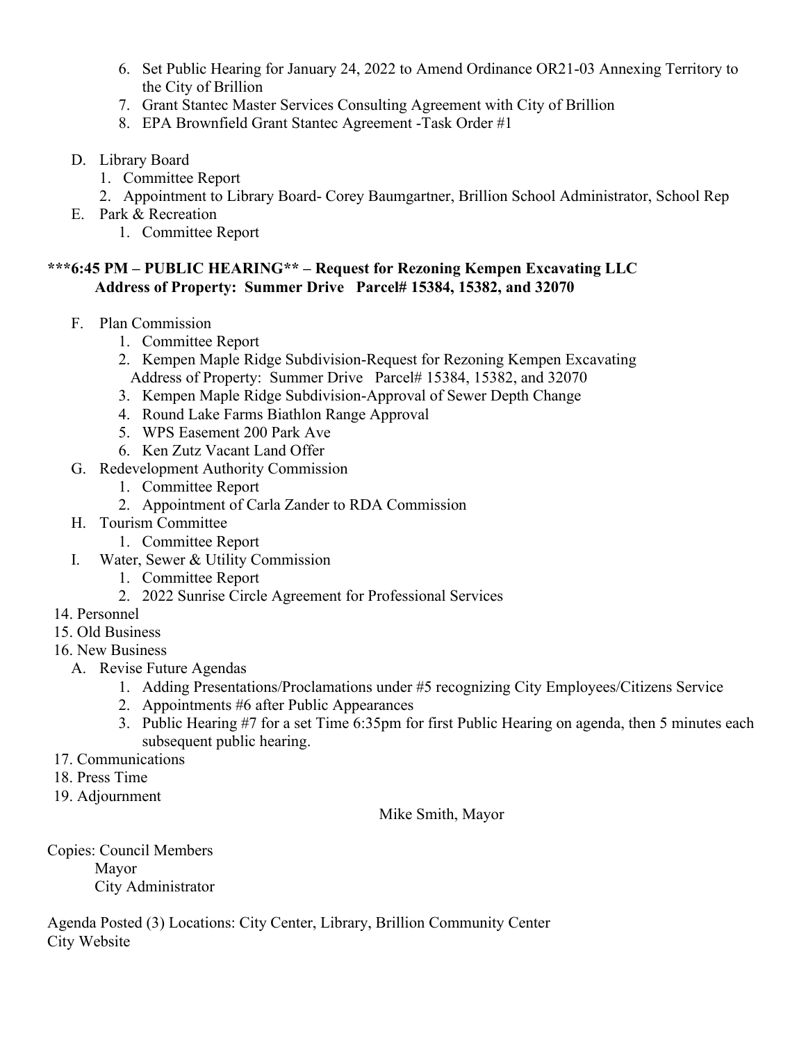6. Set Public Hearing for January 24, 2022 to Amend Ordinance OR21-03 Annexing Territory to the City of Brillion
7. Grant Stantec Master Services Consulting Agreement with City of Brillion
8. EPA Brownfield Grant Stantec Agreement -Task Order #1

D. Library Board
   1. Committee Report
   2. Appointment to Library Board- Corey Baumgartner, Brillion School Administrator, School Rep

E. Park & Recreation
   1. Committee Report

**\*\*\*6:45 PM – PUBLIC HEARING\*\* – Request for Rezoning Kempen Excavating LLC**
**Address of Property: Summer Drive Parcel# 15384, 15382, and 32070**

F. Plan Commission
   1. Committee Report
   2. Kempen Maple Ridge Subdivision-Request for Rezoning Kempen Excavating Address of Property: Summer Drive Parcel# 15384, 15382, and 32070
   3. Kempen Maple Ridge Subdivision-Approval of Sewer Depth Change
   4. Round Lake Farms Biathlon Range Approval
   5. WPS Easement 200 Park Ave
   6. Ken Zutz Vacant Land Offer

G. Redevelopment Authority Commission
   1. Committee Report
   2. Appointment of Carla Zander to RDA Commission

H. Tourism Committee
   1. Committee Report

I. Water, Sewer & Utility Commission
   1. Committee Report
   2. 2022 Sunrise Circle Agreement for Professional Services

14. Personnel
15. Old Business
16. New Business
    A. Revise Future Agendas
       1. Adding Presentations/Proclamations under #5 recognizing City Employees/Citizens Service
       2. Appointments #6 after Public Appearances
       3. Public Hearing #7 for a set Time 6:35pm for first Public Hearing on agenda, then 5 minutes each subsequent public hearing.
17. Communications
18. Press Time
19. Adjournment

Mike Smith, Mayor

Copies: Council Members
Mayor
City Administrator

Agenda Posted (3) Locations: City Center, Library, Brillion Community Center
City Website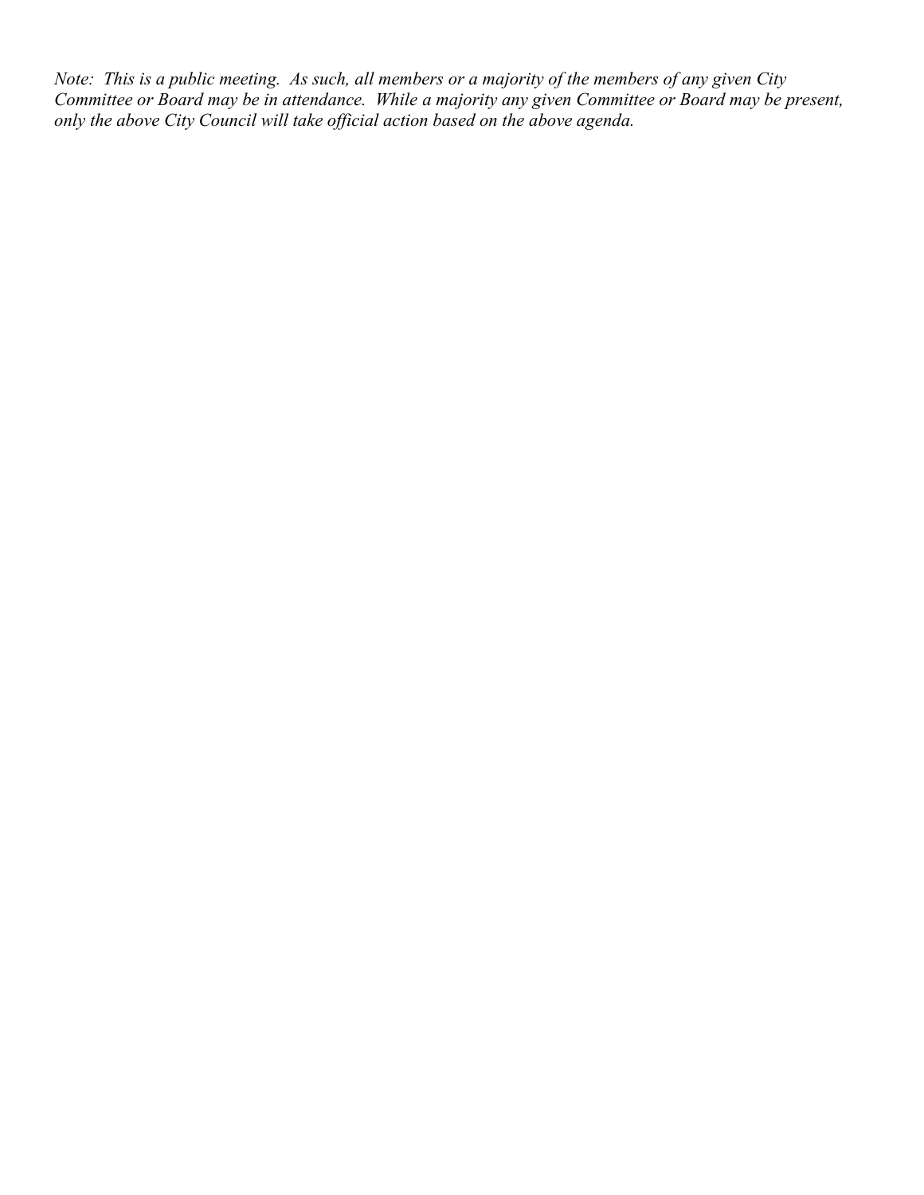*Note: This is a public meeting. As such, all members or a majority of the members of any given City Committee or Board may be in attendance. While a majority any given Committee or Board may be present, only the above City Council will take official action based on the above agenda.*